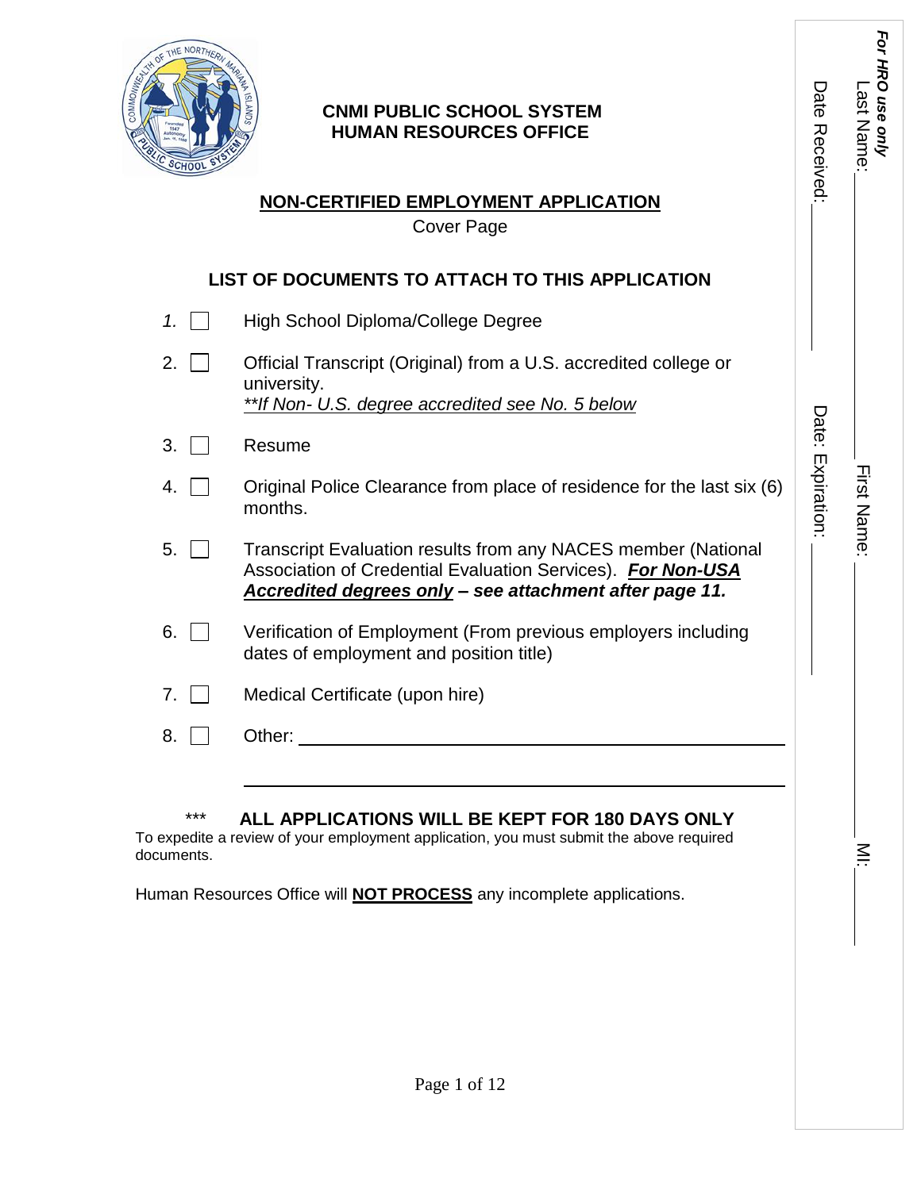**CNMI PUBLIC SCHOOL SYSTEM**
**HUMAN RESOURCES OFFICE**

# NON-CERTIFIED EMPLOYMENT APPLICATION

Cover Page

## LIST OF DOCUMENTS TO ATTACH TO THIS APPLICATION

1. ☐ High School Diploma/College Degree
2. ☐ Official Transcript (Original) from a U.S. accredited college or university.
   *<u>**If Non- U.S. degree accredited see No. 5 below</u>*
3. ☐ Resume
4. ☐ Original Police Clearance from place of residence for the last six (6) months.
5. ☐ Transcript Evaluation results from any NACES member (National Association of Credential Evaluation Services). ***<u>For Non-USA Accredited degrees only</u> – see attachment after page 11.***
6. ☐ Verification of Employment (From previous employers including dates of employment and position title)
7. ☐ Medical Certificate (upon hire)
8. ☐ Other: ______________________________________________

______________________________________________

*** **ALL APPLICATIONS WILL BE KEPT FOR 180 DAYS ONLY**

To expedite a review of your employment application, you must submit the above required documents.

Human Resources Office will **<u>NOT PROCESS</u>** any incomplete applications.

***For HRO use only***

Last Name: ____________ First Name: ____________ MI: ______

Date Received: ____________ Date: Expiration: ____________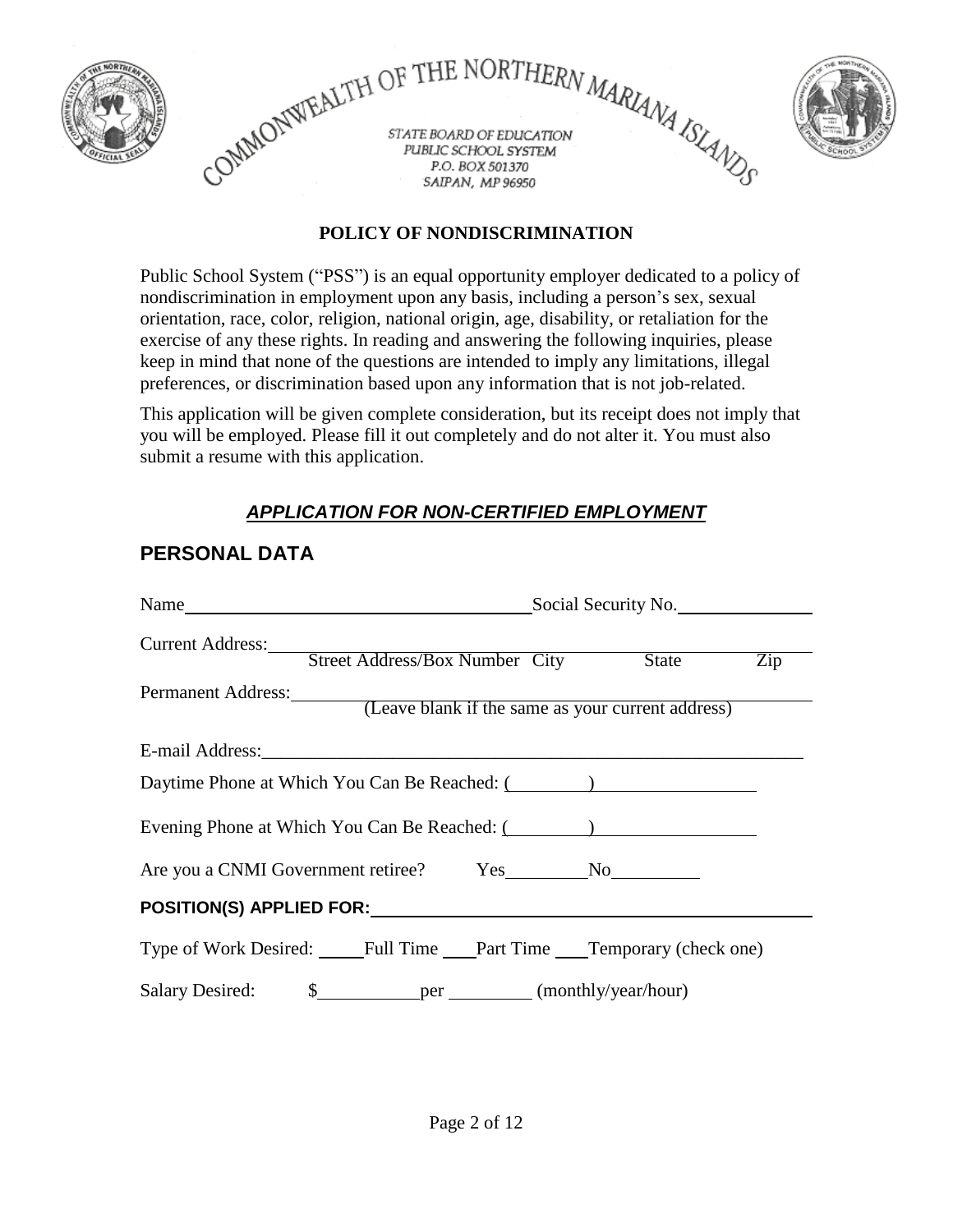COMMONWEALTH OF THE NORTHERN MARIANA ISLANDS

STATE BOARD OF EDUCATION
PUBLIC SCHOOL SYSTEM
P.O. BOX 501370
SAIPAN, MP 96950

**POLICY OF NONDISCRIMINATION**

Public School System ("PSS") is an equal opportunity employer dedicated to a policy of nondiscrimination in employment upon any basis, including a person's sex, sexual orientation, race, color, religion, national origin, age, disability, or retaliation for the exercise of any these rights. In reading and answering the following inquiries, please keep in mind that none of the questions are intended to imply any limitations, illegal preferences, or discrimination based upon any information that is not job-related.

This application will be given complete consideration, but its receipt does not imply that you will be employed. Please fill it out completely and do not alter it. You must also submit a resume with this application.

***APPLICATION FOR NON-CERTIFIED EMPLOYMENT***

## PERSONAL DATA

Name ______________________________ Social Security No. ______________

Current Address: ______________________________
Street Address/Box Number City State Zip

Permanent Address: ______________________________
(Leave blank if the same as your current address)

E-mail Address: ______________________________

Daytime Phone at Which You Can Be Reached: (________) ______________

Evening Phone at Which You Can Be Reached: (________) ______________

Are you a CNMI Government retiree? Yes________ No________

**POSITION(S) APPLIED FOR:** ______________________________

Type of Work Desired: _____ Full Time ____ Part Time ____ Temporary (check one)

Salary Desired: $__________ per ________ (monthly/year/hour)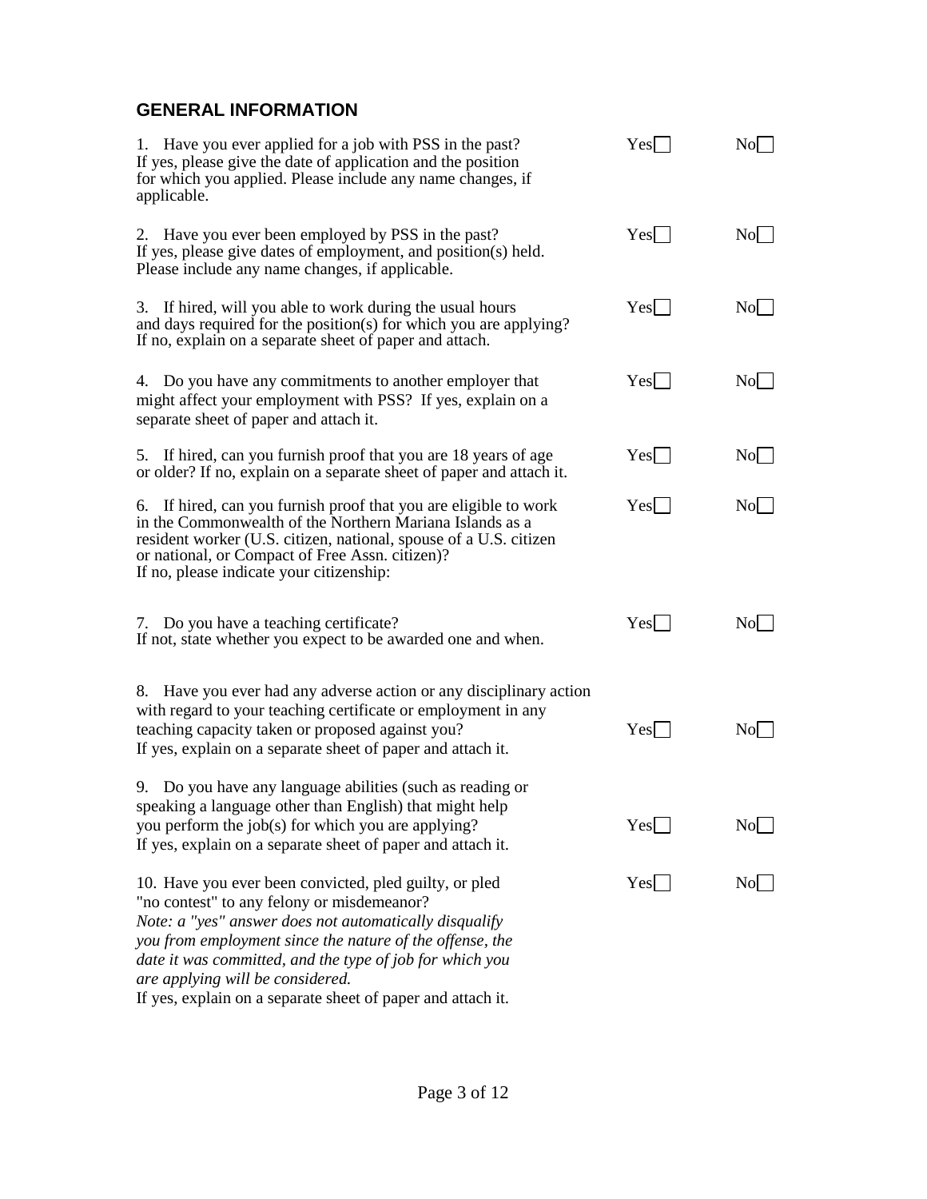## GENERAL INFORMATION

1. Have you ever applied for a job with PSS in the past? Yes☐ No☐
If yes, please give the date of application and the position for which you applied. Please include any name changes, if applicable.

2. Have you ever been employed by PSS in the past? Yes☐ No☐
If yes, please give dates of employment, and position(s) held. Please include any name changes, if applicable.

3. If hired, will you able to work during the usual hours and days required for the position(s) for which you are applying? Yes☐ No☐
If no, explain on a separate sheet of paper and attach.

4. Do you have any commitments to another employer that might affect your employment with PSS? If yes, explain on a separate sheet of paper and attach it. Yes☐ No☐

5. If hired, can you furnish proof that you are 18 years of age or older? If no, explain on a separate sheet of paper and attach it. Yes☐ No☐

6. If hired, can you furnish proof that you are eligible to work in the Commonwealth of the Northern Mariana Islands as a resident worker (U.S. citizen, national, spouse of a U.S. citizen or national, or Compact of Free Assn. citizen)? Yes☐ No☐
If no, please indicate your citizenship:

7. Do you have a teaching certificate? Yes☐ No☐
If not, state whether you expect to be awarded one and when.

8. Have you ever had any adverse action or any disciplinary action with regard to your teaching certificate or employment in any teaching capacity taken or proposed against you? Yes☐ No☐
If yes, explain on a separate sheet of paper and attach it.

9. Do you have any language abilities (such as reading or speaking a language other than English) that might help you perform the job(s) for which you are applying? Yes☐ No☐
If yes, explain on a separate sheet of paper and attach it.

10. Have you ever been convicted, pled guilty, or pled "no contest" to any felony or misdemeanor? Yes☐ No☐
*Note: a "yes" answer does not automatically disqualify you from employment since the nature of the offense, the date it was committed, and the type of job for which you are applying will be considered.*
If yes, explain on a separate sheet of paper and attach it.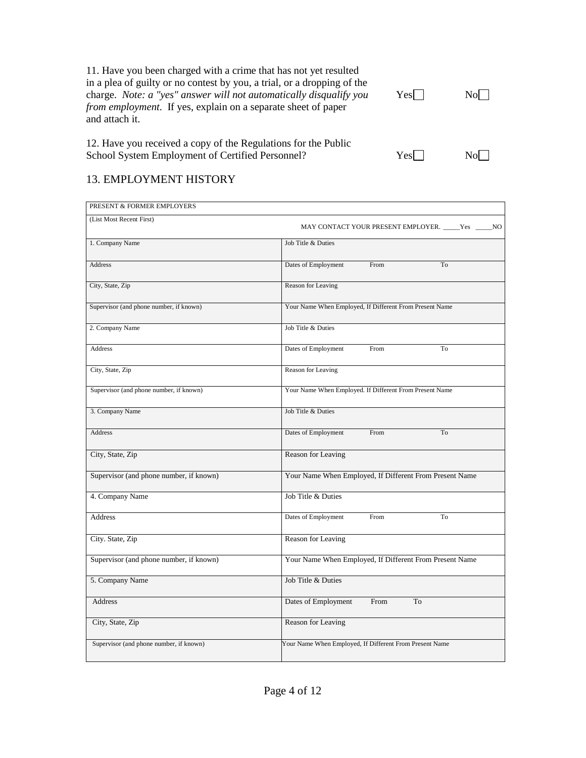11. Have you been charged with a crime that has not yet resulted in a plea of guilty or no contest by you, a trial, or a dropping of the charge. *Note: a "yes" answer will not automatically disqualify you from employment*. If yes, explain on a separate sheet of paper and attach it. Yes☐ No☐

12. Have you received a copy of the Regulations for the Public School System Employment of Certified Personnel? Yes☐ No☐

## 13. EMPLOYMENT HISTORY

| PRESENT & FORMER EMPLOYERS | |
|---|---|
| (List Most Recent First) | MAY CONTACT YOUR PRESENT EMPLOYER. _____Yes _____NO |
| 1. Company Name | Job Title & Duties |
| Address | Dates of Employment From To |
| City, State, Zip | Reason for Leaving |
| Supervisor (and phone number, if known) | Your Name When Employed, If Different From Present Name |
| 2. Company Name | Job Title & Duties |
| Address | Dates of Employment From To |
| City, State, Zip | Reason for Leaving |
| Supervisor (and phone number, if known) | Your Name When Employed. If Different From Present Name |
| 3. Company Name | Job Title & Duties |
| Address | Dates of Employment From To |
| City, State, Zip | Reason for Leaving |
| Supervisor (and phone number, if known) | Your Name When Employed, If Different From Present Name |
| 4. Company Name | Job Title & Duties |
| Address | Dates of Employment From To |
| City. State, Zip | Reason for Leaving |
| Supervisor (and phone number, if known) | Your Name When Employed, If Different From Present Name |
| 5. Company Name | Job Title & Duties |
| Address | Dates of Employment From To |
| City, State, Zip | Reason for Leaving |
| Supervisor (and phone number, if known) | Your Name When Employed, If Different From Present Name |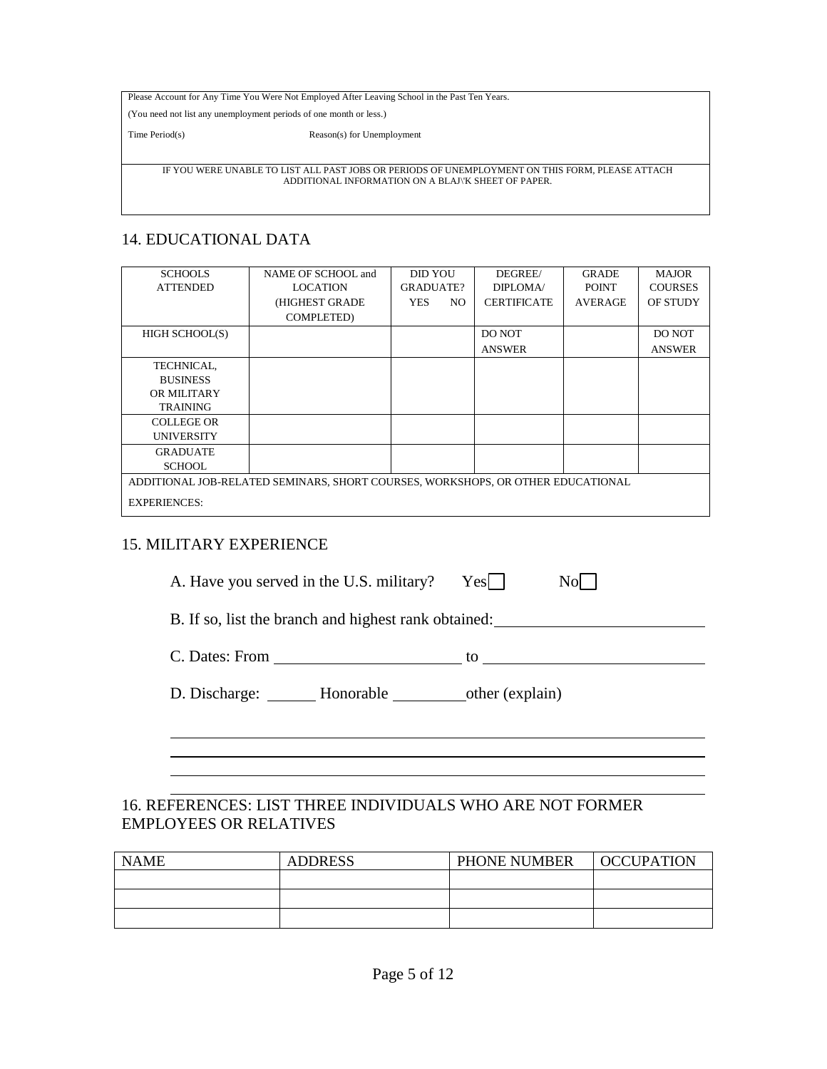Please Account for Any Time You Were Not Employed After Leaving School in the Past Ten Years.

(You need not list any unemployment periods of one month or less.)

Time Period(s) Reason(s) for Unemployment

IF YOU WERE UNABLE TO LIST ALL PAST JOBS OR PERIODS OF UNEMPLOYMENT ON THIS FORM, PLEASE ATTACH ADDITIONAL INFORMATION ON A BLAJ\'K SHEET OF PAPER.

## 14. EDUCATIONAL DATA

| SCHOOLS ATTENDED | NAME OF SCHOOL and LOCATION (HIGHEST GRADE COMPLETED) | DID YOU GRADUATE? YES NO | DEGREE/ DIPLOMA/ CERTIFICATE | GRADE POINT AVERAGE | MAJOR COURSES OF STUDY |
|---|---|---|---|---|---|
| HIGH SCHOOL(S) | | | DO NOT ANSWER | | DO NOT ANSWER |
| TECHNICAL, BUSINESS OR MILITARY TRAINING | | | | | |
| COLLEGE OR UNIVERSITY | | | | | |
| GRADUATE SCHOOL | | | | | |

ADDITIONAL JOB-RELATED SEMINARS, SHORT COURSES, WORKSHOPS, OR OTHER EDUCATIONAL EXPERIENCES:

## 15. MILITARY EXPERIENCE

A. Have you served in the U.S. military? Yes ☐ No ☐

B. If so, list the branch and highest rank obtained: ____________________

C. Dates: From ____________________ to ____________________

D. Discharge: ______ Honorable ________ other (explain)

______________________________________________________________

______________________________________________________________

______________________________________________________________

______________________________________________________________

## 16. REFERENCES: LIST THREE INDIVIDUALS WHO ARE NOT FORMER EMPLOYEES OR RELATIVES

| NAME | ADDRESS | PHONE NUMBER | OCCUPATION |
|---|---|---|---|
| | | | |
| | | | |
| | | | |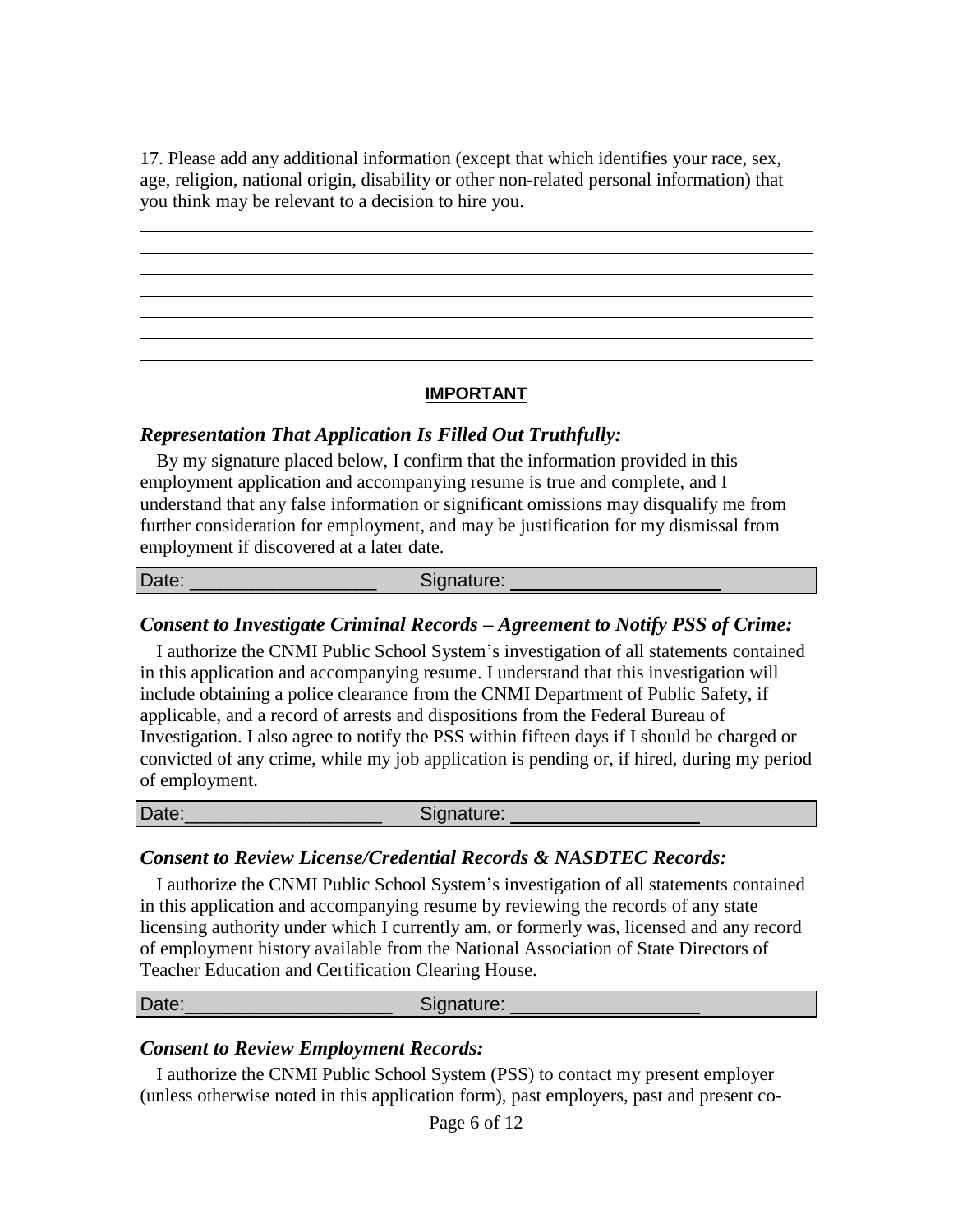17. Please add any additional information (except that which identifies your race, sex, age, religion, national origin, disability or other non-related personal information) that you think may be relevant to a decision to hire you.

_______________________________________________________________________________
_______________________________________________________________________________
_______________________________________________________________________________
_______________________________________________________________________________
_______________________________________________________________________________
_______________________________________________________________________________
_______________________________________________________________________________

**IMPORTANT**

### *Representation That Application Is Filled Out Truthfully:*

By my signature placed below, I confirm that the information provided in this employment application and accompanying resume is true and complete, and I understand that any false information or significant omissions may disqualify me from further consideration for employment, and may be justification for my dismissal from employment if discovered at a later date.

Date: __________________ Signature: ____________________

### *Consent to Investigate Criminal Records – Agreement to Notify PSS of Crime:*

I authorize the CNMI Public School System's investigation of all statements contained in this application and accompanying resume. I understand that this investigation will include obtaining a police clearance from the CNMI Department of Public Safety, if applicable, and a record of arrests and dispositions from the Federal Bureau of Investigation. I also agree to notify the PSS within fifteen days if I should be charged or convicted of any crime, while my job application is pending or, if hired, during my period of employment.

Date:__________________ Signature: __________________

### *Consent to Review License/Credential Records & NASDTEC Records:*

I authorize the CNMI Public School System's investigation of all statements contained in this application and accompanying resume by reviewing the records of any state licensing authority under which I currently am, or formerly was, licensed and any record of employment history available from the National Association of State Directors of Teacher Education and Certification Clearing House.

Date:____________________ Signature: __________________

### *Consent to Review Employment Records:*

I authorize the CNMI Public School System (PSS) to contact my present employer (unless otherwise noted in this application form), past employers, past and present co-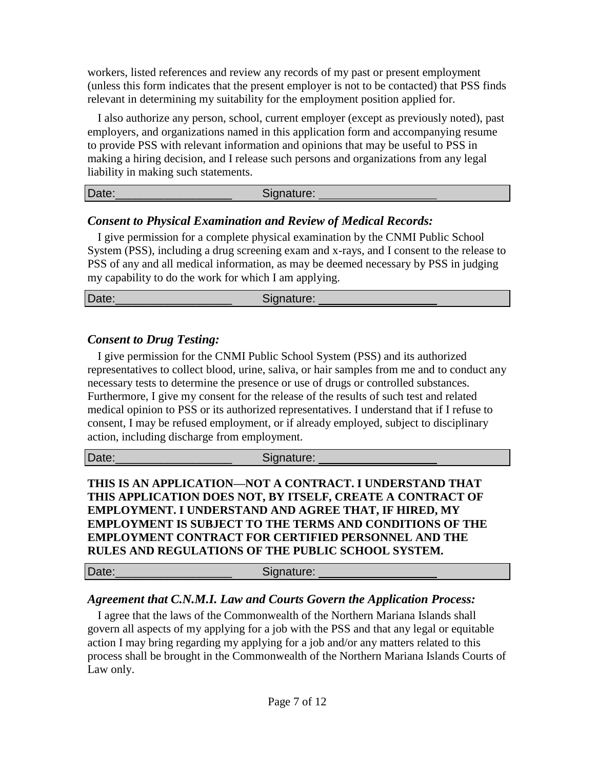workers, listed references and review any records of my past or present employment (unless this form indicates that the present employer is not to be contacted) that PSS finds relevant in determining my suitability for the employment position applied for.

I also authorize any person, school, current employer (except as previously noted), past employers, and organizations named in this application form and accompanying resume to provide PSS with relevant information and opinions that may be useful to PSS in making a hiring decision, and I release such persons and organizations from any legal liability in making such statements.

Date:__________________ Signature: __________________

### *Consent to Physical Examination and Review of Medical Records:*

I give permission for a complete physical examination by the CNMI Public School System (PSS), including a drug screening exam and x-rays, and I consent to the release to PSS of any and all medical information, as may be deemed necessary by PSS in judging my capability to do the work for which I am applying.

Date:__________________ Signature: __________________

### *Consent to Drug Testing:*

I give permission for the CNMI Public School System (PSS) and its authorized representatives to collect blood, urine, saliva, or hair samples from me and to conduct any necessary tests to determine the presence or use of drugs or controlled substances. Furthermore, I give my consent for the release of the results of such test and related medical opinion to PSS or its authorized representatives. I understand that if I refuse to consent, I may be refused employment, or if already employed, subject to disciplinary action, including discharge from employment.

Date:__________________ Signature: __________________

**THIS IS AN APPLICATION—NOT A CONTRACT. I UNDERSTAND THAT THIS APPLICATION DOES NOT, BY ITSELF, CREATE A CONTRACT OF EMPLOYMENT. I UNDERSTAND AND AGREE THAT, IF HIRED, MY EMPLOYMENT IS SUBJECT TO THE TERMS AND CONDITIONS OF THE EMPLOYMENT CONTRACT FOR CERTIFIED PERSONNEL AND THE RULES AND REGULATIONS OF THE PUBLIC SCHOOL SYSTEM.**

Date:__________________ Signature: __________________

### *Agreement that C.N.M.I. Law and Courts Govern the Application Process:*

I agree that the laws of the Commonwealth of the Northern Mariana Islands shall govern all aspects of my applying for a job with the PSS and that any legal or equitable action I may bring regarding my applying for a job and/or any matters related to this process shall be brought in the Commonwealth of the Northern Mariana Islands Courts of Law only.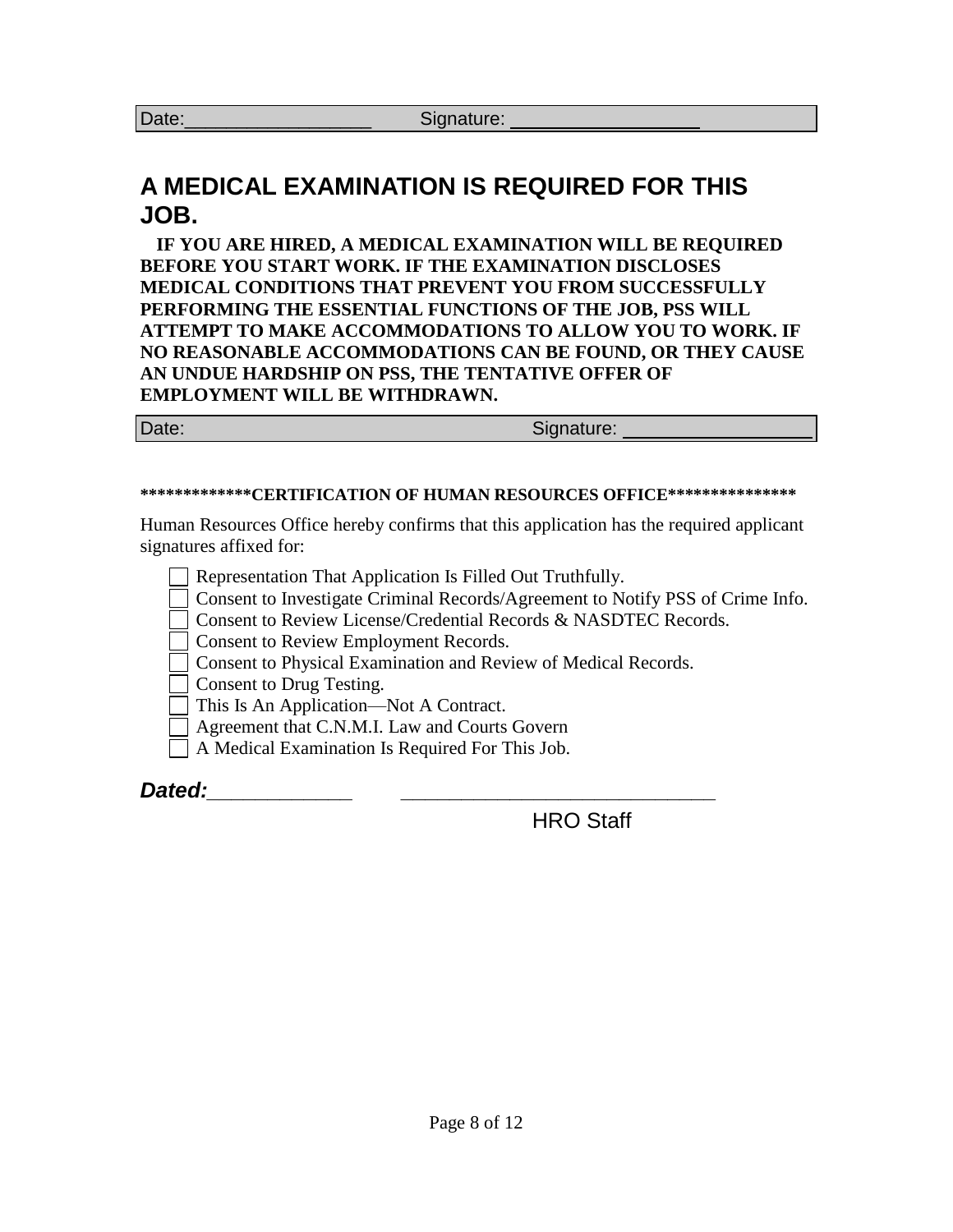Date:__________________ Signature: __________________

## A MEDICAL EXAMINATION IS REQUIRED FOR THIS JOB.

**IF YOU ARE HIRED, A MEDICAL EXAMINATION WILL BE REQUIRED BEFORE YOU START WORK. IF THE EXAMINATION DISCLOSES MEDICAL CONDITIONS THAT PREVENT YOU FROM SUCCESSFULLY PERFORMING THE ESSENTIAL FUNCTIONS OF THE JOB, PSS WILL ATTEMPT TO MAKE ACCOMMODATIONS TO ALLOW YOU TO WORK. IF NO REASONABLE ACCOMMODATIONS CAN BE FOUND, OR THEY CAUSE AN UNDUE HARDSHIP ON PSS, THE TENTATIVE OFFER OF EMPLOYMENT WILL BE WITHDRAWN.**

Date: Signature: __________________

**\*\*\*\*\*\*\*\*\*\*\*\*\*CERTIFICATION OF HUMAN RESOURCES OFFICE\*\*\*\*\*\*\*\*\*\*\*\*\*\*\***

Human Resources Office hereby confirms that this application has the required applicant signatures affixed for:

- [ ] Representation That Application Is Filled Out Truthfully.
- [ ] Consent to Investigate Criminal Records/Agreement to Notify PSS of Crime Info.
- [ ] Consent to Review License/Credential Records & NASDTEC Records.
- [ ] Consent to Review Employment Records.
- [ ] Consent to Physical Examination and Review of Medical Records.
- [ ] Consent to Drug Testing.
- [ ] This Is An Application—Not A Contract.
- [ ] Agreement that C.N.M.I. Law and Courts Govern
- [ ] A Medical Examination Is Required For This Job.

***Dated:***______________ ______________________________

HRO Staff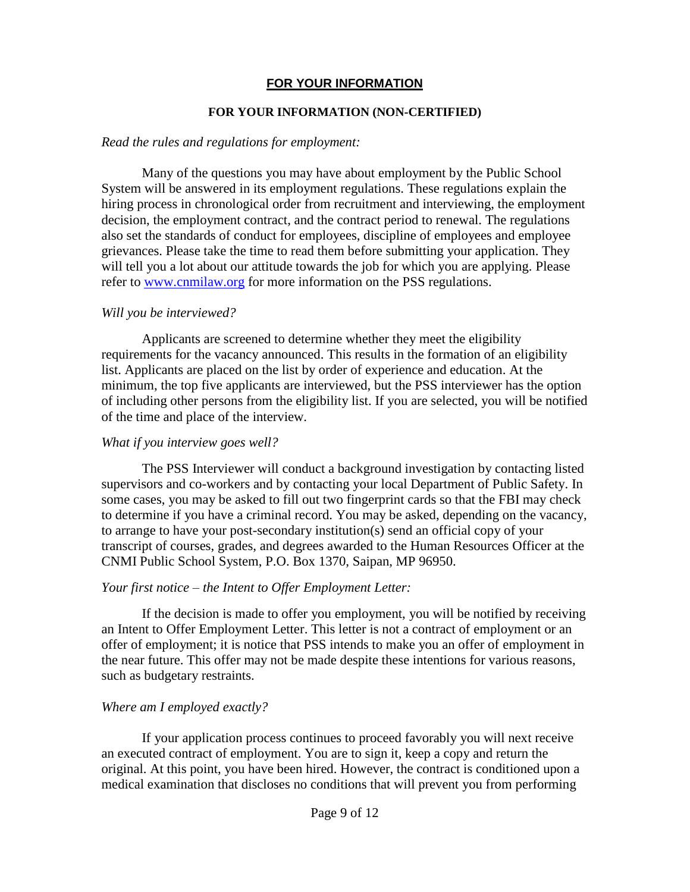## FOR YOUR INFORMATION

### FOR YOUR INFORMATION (NON-CERTIFIED)

*Read the rules and regulations for employment:*

Many of the questions you may have about employment by the Public School System will be answered in its employment regulations. These regulations explain the hiring process in chronological order from recruitment and interviewing, the employment decision, the employment contract, and the contract period to renewal. The regulations also set the standards of conduct for employees, discipline of employees and employee grievances. Please take the time to read them before submitting your application. They will tell you a lot about our attitude towards the job for which you are applying. Please refer to [www.cnmilaw.org](http://www.cnmilaw.org) for more information on the PSS regulations.

*Will you be interviewed?*

Applicants are screened to determine whether they meet the eligibility requirements for the vacancy announced. This results in the formation of an eligibility list. Applicants are placed on the list by order of experience and education. At the minimum, the top five applicants are interviewed, but the PSS interviewer has the option of including other persons from the eligibility list. If you are selected, you will be notified of the time and place of the interview.

*What if you interview goes well?*

The PSS Interviewer will conduct a background investigation by contacting listed supervisors and co-workers and by contacting your local Department of Public Safety. In some cases, you may be asked to fill out two fingerprint cards so that the FBI may check to determine if you have a criminal record. You may be asked, depending on the vacancy, to arrange to have your post-secondary institution(s) send an official copy of your transcript of courses, grades, and degrees awarded to the Human Resources Officer at the CNMI Public School System, P.O. Box 1370, Saipan, MP 96950.

*Your first notice – the Intent to Offer Employment Letter:*

If the decision is made to offer you employment, you will be notified by receiving an Intent to Offer Employment Letter. This letter is not a contract of employment or an offer of employment; it is notice that PSS intends to make you an offer of employment in the near future. This offer may not be made despite these intentions for various reasons, such as budgetary restraints.

*Where am I employed exactly?*

If your application process continues to proceed favorably you will next receive an executed contract of employment. You are to sign it, keep a copy and return the original. At this point, you have been hired. However, the contract is conditioned upon a medical examination that discloses no conditions that will prevent you from performing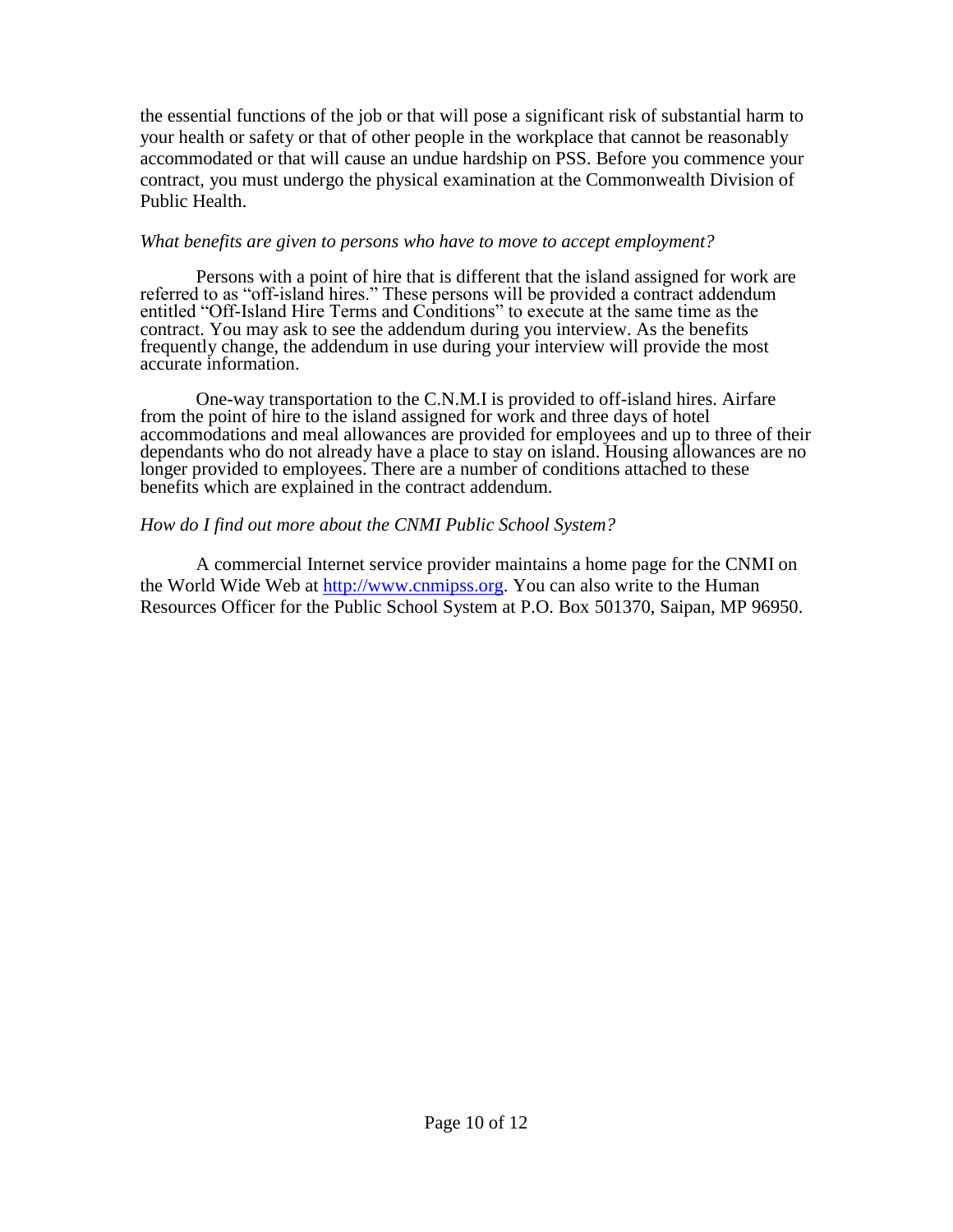the essential functions of the job or that will pose a significant risk of substantial harm to your health or safety or that of other people in the workplace that cannot be reasonably accommodated or that will cause an undue hardship on PSS. Before you commence your contract, you must undergo the physical examination at the Commonwealth Division of Public Health.

*What benefits are given to persons who have to move to accept employment?*

Persons with a point of hire that is different that the island assigned for work are referred to as "off-island hires." These persons will be provided a contract addendum entitled "Off-Island Hire Terms and Conditions" to execute at the same time as the contract. You may ask to see the addendum during you interview. As the benefits frequently change, the addendum in use during your interview will provide the most accurate information.

One-way transportation to the C.N.M.I is provided to off-island hires. Airfare from the point of hire to the island assigned for work and three days of hotel accommodations and meal allowances are provided for employees and up to three of their dependants who do not already have a place to stay on island. Housing allowances are no longer provided to employees. There are a number of conditions attached to these benefits which are explained in the contract addendum.

*How do I find out more about the CNMI Public School System?*

A commercial Internet service provider maintains a home page for the CNMI on the World Wide Web at [http://www.cnmipss.org](http://www.cnmipss.org). You can also write to the Human Resources Officer for the Public School System at P.O. Box 501370, Saipan, MP 96950.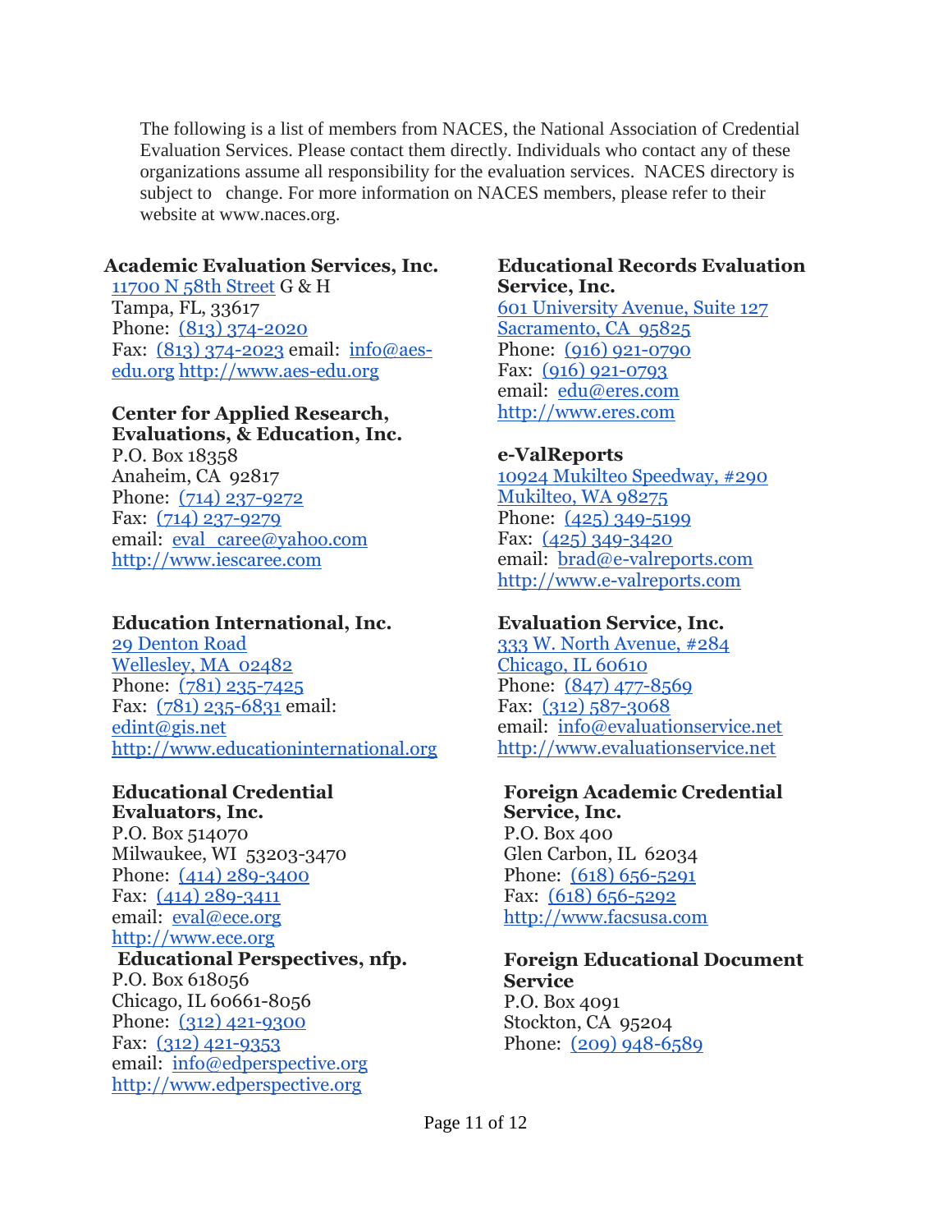The following is a list of members from NACES, the National Association of Credential Evaluation Services. Please contact them directly. Individuals who contact any of these organizations assume all responsibility for the evaluation services. NACES directory is subject to change. For more information on NACES members, please refer to their website at www.naces.org.

**Academic Evaluation Services, Inc.**
11700 N 58th Street G & H
Tampa, FL, 33617
Phone: (813) 374-2020
Fax: (813) 374-2023 email: info@aes-edu.org http://www.aes-edu.org

**Center for Applied Research, Evaluations, & Education, Inc.**
P.O. Box 18358
Anaheim, CA 92817
Phone: (714) 237-9272
Fax: (714) 237-9279
email: eval_caree@yahoo.com
http://www.iescaree.com

**Education International, Inc.**
29 Denton Road
Wellesley, MA 02482
Phone: (781) 235-7425
Fax: (781) 235-6831 email: edint@gis.net
http://www.educationinternational.org

**Educational Credential Evaluators, Inc.**
P.O. Box 514070
Milwaukee, WI 53203-3470
Phone: (414) 289-3400
Fax: (414) 289-3411
email: eval@ece.org
http://www.ece.org

**Educational Perspectives, nfp.**
P.O. Box 618056
Chicago, IL 60661-8056
Phone: (312) 421-9300
Fax: (312) 421-9353
email: info@edperspective.org
http://www.edperspective.org

**Educational Records Evaluation Service, Inc.**
601 University Avenue, Suite 127
Sacramento, CA 95825
Phone: (916) 921-0790
Fax: (916) 921-0793
email: edu@eres.com
http://www.eres.com

**e-ValReports**
10924 Mukilteo Speedway, #290
Mukilteo, WA 98275
Phone: (425) 349-5199
Fax: (425) 349-3420
email: brad@e-valreports.com
http://www.e-valreports.com

**Evaluation Service, Inc.**
333 W. North Avenue, #284
Chicago, IL 60610
Phone: (847) 477-8569
Fax: (312) 587-3068
email: info@evaluationservice.net
http://www.evaluationservice.net

**Foreign Academic Credential Service, Inc.**
P.O. Box 400
Glen Carbon, IL 62034
Phone: (618) 656-5291
Fax: (618) 656-5292
http://www.facsusa.com

**Foreign Educational Document Service**
P.O. Box 4091
Stockton, CA 95204
Phone: (209) 948-6589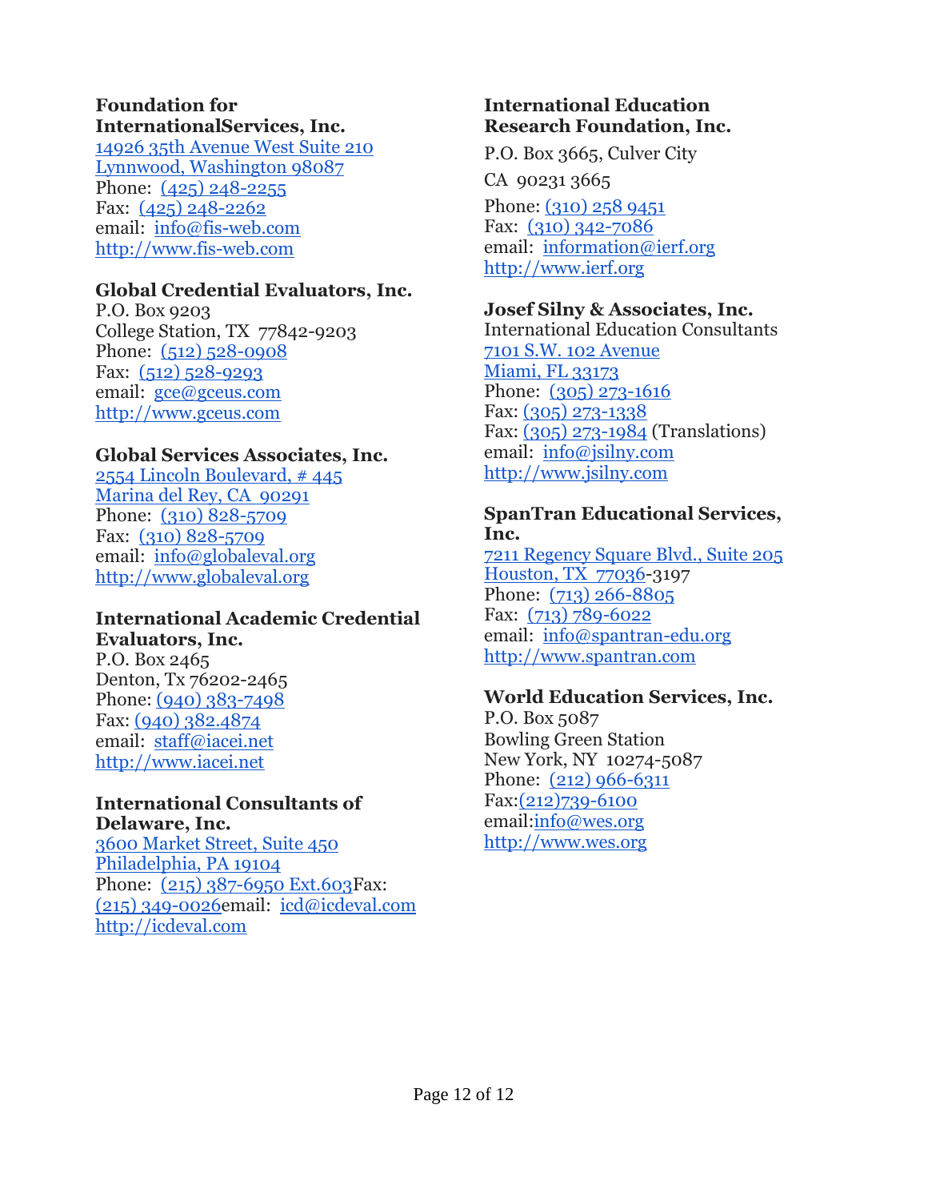**Foundation for InternationalServices, Inc.**
14926 35th Avenue West Suite 210
Lynnwood, Washington 98087
Phone: (425) 248-2255
Fax: (425) 248-2262
email: info@fis-web.com
http://www.fis-web.com

**Global Credential Evaluators, Inc.**
P.O. Box 9203
College Station, TX 77842-9203
Phone: (512) 528-0908
Fax: (512) 528-9293
email: gce@gceus.com
http://www.gceus.com

**Global Services Associates, Inc.**
2554 Lincoln Boulevard, # 445
Marina del Rey, CA 90291
Phone: (310) 828-5709
Fax: (310) 828-5709
email: info@globaleval.org
http://www.globaleval.org

**International Academic Credential Evaluators, Inc.**
P.O. Box 2465
Denton, Tx 76202-2465
Phone: (940) 383-7498
Fax: (940) 382.4874
email: staff@iacei.net
http://www.iacei.net

**International Consultants of Delaware, Inc.**
3600 Market Street, Suite 450
Philadelphia, PA 19104
Phone: (215) 387-6950 Ext.603Fax: (215) 349-0026email: icd@icdeval.com
http://icdeval.com

**International Education Research Foundation, Inc.**
P.O. Box 3665, Culver City
CA 90231 3665
Phone: (310) 258 9451
Fax: (310) 342-7086
email: information@ierf.org
http://www.ierf.org

**Josef Silny & Associates, Inc.**
International Education Consultants
7101 S.W. 102 Avenue
Miami, FL 33173
Phone: (305) 273-1616
Fax: (305) 273-1338
Fax: (305) 273-1984 (Translations)
email: info@jsilny.com
http://www.jsilny.com

**SpanTran Educational Services, Inc.**
7211 Regency Square Blvd., Suite 205
Houston, TX 77036-3197
Phone: (713) 266-8805
Fax: (713) 789-6022
email: info@spantran-edu.org
http://www.spantran.com

**World Education Services, Inc.**
P.O. Box 5087
Bowling Green Station
New York, NY 10274-5087
Phone: (212) 966-6311
Fax:(212)739-6100
email:info@wes.org
http://www.wes.org